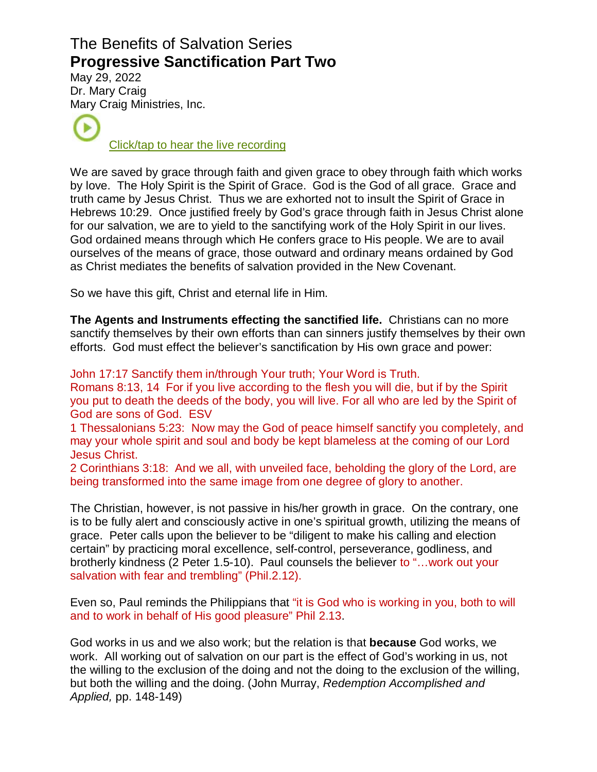# The Benefits of Salvation Series
## Progressive Sanctification Part Two

May 29, 2022
Dr. Mary Craig
Mary Craig Ministries, Inc.

Click/tap to hear the live recording

We are saved by grace through faith and given grace to obey through faith which works by love. The Holy Spirit is the Spirit of Grace. God is the God of all grace. Grace and truth came by Jesus Christ. Thus we are exhorted not to insult the Spirit of Grace in Hebrews 10:29. Once justified freely by God's grace through faith in Jesus Christ alone for our salvation, we are to yield to the sanctifying work of the Holy Spirit in our lives. God ordained means through which He confers grace to His people. We are to avail ourselves of the means of grace, those outward and ordinary means ordained by God as Christ mediates the benefits of salvation provided in the New Covenant.

So we have this gift, Christ and eternal life in Him.

**The Agents and Instruments effecting the sanctified life.** Christians can no more sanctify themselves by their own efforts than can sinners justify themselves by their own efforts. God must effect the believer's sanctification by His own grace and power:

John 17:17 Sanctify them in/through Your truth; Your Word is Truth.
Romans 8:13, 14 For if you live according to the flesh you will die, but if by the Spirit you put to death the deeds of the body, you will live. For all who are led by the Spirit of God are sons of God. ESV
1 Thessalonians 5:23: Now may the God of peace himself sanctify you completely, and may your whole spirit and soul and body be kept blameless at the coming of our Lord Jesus Christ.
2 Corinthians 3:18: And we all, with unveiled face, beholding the glory of the Lord, are being transformed into the same image from one degree of glory to another.

The Christian, however, is not passive in his/her growth in grace. On the contrary, one is to be fully alert and consciously active in one's spiritual growth, utilizing the means of grace. Peter calls upon the believer to be "diligent to make his calling and election certain" by practicing moral excellence, self-control, perseverance, godliness, and brotherly kindness (2 Peter 1.5-10). Paul counsels the believer to "…work out your salvation with fear and trembling" (Phil.2.12).

Even so, Paul reminds the Philippians that "it is God who is working in you, both to will and to work in behalf of His good pleasure" Phil 2.13.

God works in us and we also work; but the relation is that **because** God works, we work. All working out of salvation on our part is the effect of God's working in us, not the willing to the exclusion of the doing and not the doing to the exclusion of the willing, but both the willing and the doing. (John Murray, *Redemption Accomplished and Applied,* pp. 148-149)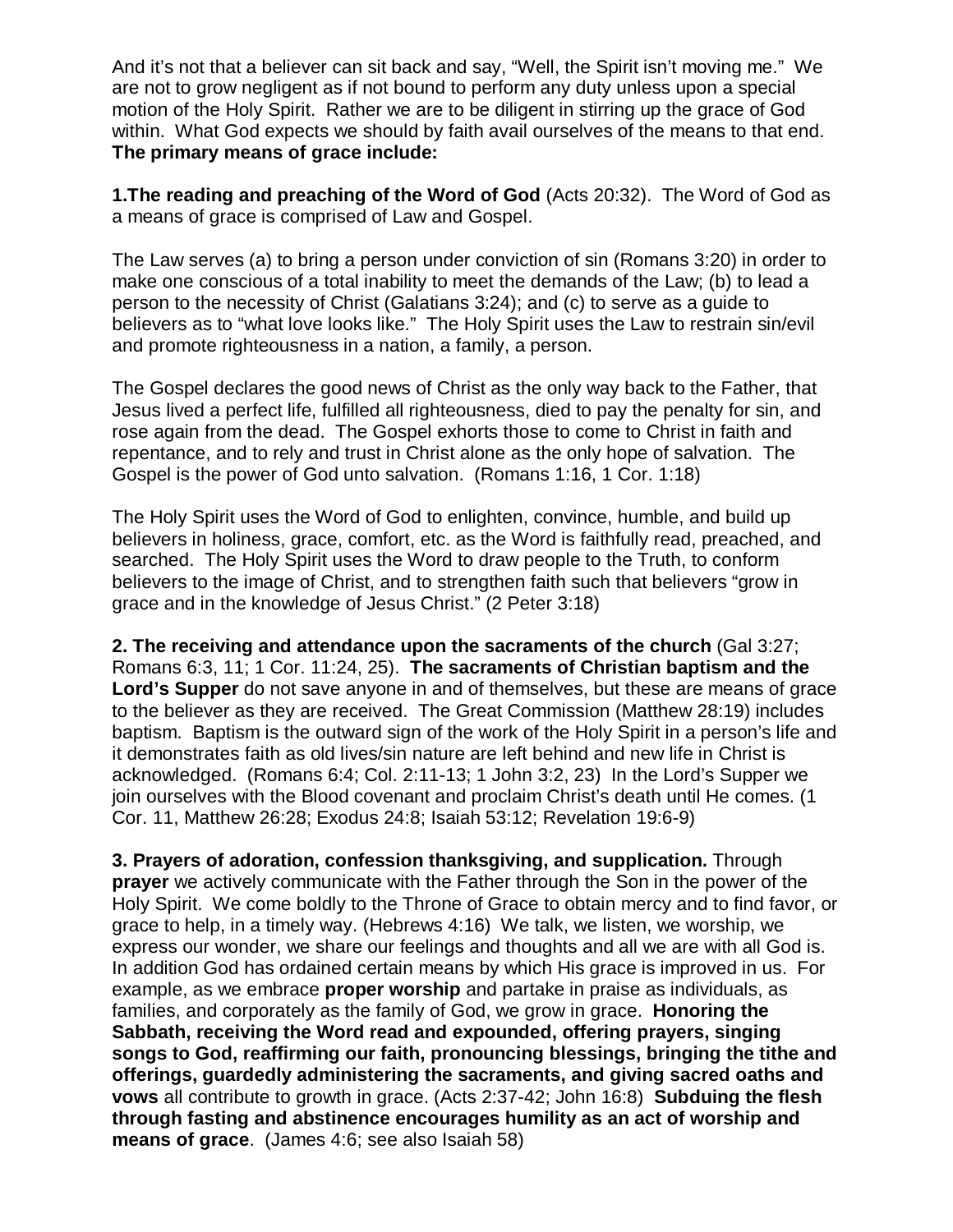And it's not that a believer can sit back and say, "Well, the Spirit isn't moving me." We are not to grow negligent as if not bound to perform any duty unless upon a special motion of the Holy Spirit. Rather we are to be diligent in stirring up the grace of God within. What God expects we should by faith avail ourselves of the means to that end. **The primary means of grace include:**

**1.The reading and preaching of the Word of God** (Acts 20:32). The Word of God as a means of grace is comprised of Law and Gospel.

The Law serves (a) to bring a person under conviction of sin (Romans 3:20) in order to make one conscious of a total inability to meet the demands of the Law; (b) to lead a person to the necessity of Christ (Galatians 3:24); and (c) to serve as a guide to believers as to "what love looks like." The Holy Spirit uses the Law to restrain sin/evil and promote righteousness in a nation, a family, a person.

The Gospel declares the good news of Christ as the only way back to the Father, that Jesus lived a perfect life, fulfilled all righteousness, died to pay the penalty for sin, and rose again from the dead. The Gospel exhorts those to come to Christ in faith and repentance, and to rely and trust in Christ alone as the only hope of salvation. The Gospel is the power of God unto salvation. (Romans 1:16, 1 Cor. 1:18)

The Holy Spirit uses the Word of God to enlighten, convince, humble, and build up believers in holiness, grace, comfort, etc. as the Word is faithfully read, preached, and searched. The Holy Spirit uses the Word to draw people to the Truth, to conform believers to the image of Christ, and to strengthen faith such that believers "grow in grace and in the knowledge of Jesus Christ." (2 Peter 3:18)

**2. The receiving and attendance upon the sacraments of the church** (Gal 3:27; Romans 6:3, 11; 1 Cor. 11:24, 25). **The sacraments of Christian baptism and the Lord's Supper** do not save anyone in and of themselves, but these are means of grace to the believer as they are received. The Great Commission (Matthew 28:19) includes baptism. Baptism is the outward sign of the work of the Holy Spirit in a person's life and it demonstrates faith as old lives/sin nature are left behind and new life in Christ is acknowledged. (Romans 6:4; Col. 2:11-13; 1 John 3:2, 23) In the Lord's Supper we join ourselves with the Blood covenant and proclaim Christ's death until He comes. (1 Cor. 11, Matthew 26:28; Exodus 24:8; Isaiah 53:12; Revelation 19:6-9)

**3. Prayers of adoration, confession thanksgiving, and supplication.** Through **prayer** we actively communicate with the Father through the Son in the power of the Holy Spirit. We come boldly to the Throne of Grace to obtain mercy and to find favor, or grace to help, in a timely way. (Hebrews 4:16) We talk, we listen, we worship, we express our wonder, we share our feelings and thoughts and all we are with all God is. In addition God has ordained certain means by which His grace is improved in us. For example, as we embrace **proper worship** and partake in praise as individuals, as families, and corporately as the family of God, we grow in grace. **Honoring the Sabbath, receiving the Word read and expounded, offering prayers, singing songs to God, reaffirming our faith, pronouncing blessings, bringing the tithe and offerings, guardedly administering the sacraments, and giving sacred oaths and vows** all contribute to growth in grace. (Acts 2:37-42; John 16:8) **Subduing the flesh through fasting and abstinence encourages humility as an act of worship and means of grace**. (James 4:6; see also Isaiah 58)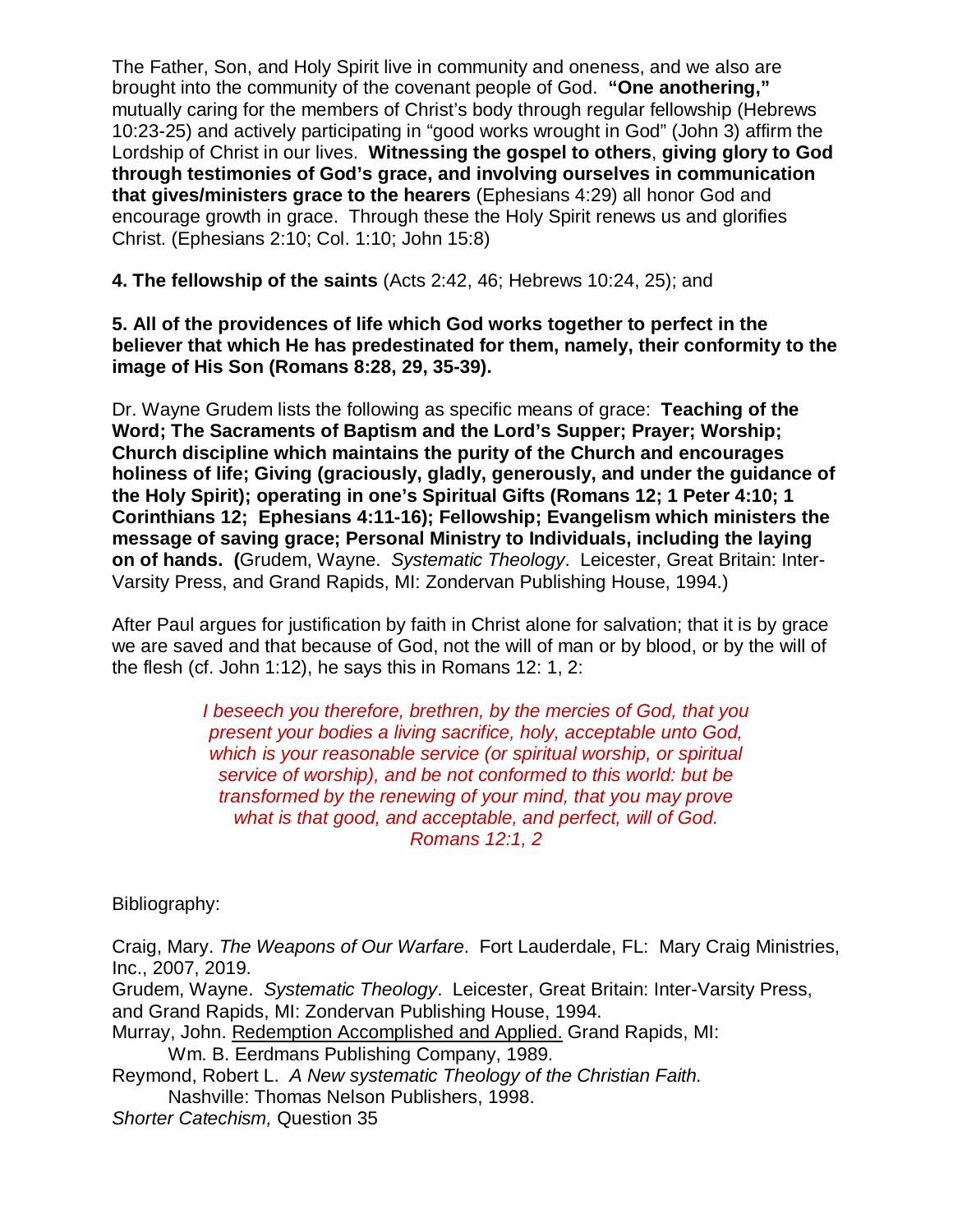The Father, Son, and Holy Spirit live in community and oneness, and we also are brought into the community of the covenant people of God. **"One anothering,"** mutually caring for the members of Christ's body through regular fellowship (Hebrews 10:23-25) and actively participating in "good works wrought in God" (John 3) affirm the Lordship of Christ in our lives. **Witnessing the gospel to others**, **giving glory to God through testimonies of God's grace, and involving ourselves in communication that gives/ministers grace to the hearers** (Ephesians 4:29) all honor God and encourage growth in grace. Through these the Holy Spirit renews us and glorifies Christ. (Ephesians 2:10; Col. 1:10; John 15:8)

**4. The fellowship of the saints** (Acts 2:42, 46; Hebrews 10:24, 25); and

**5. All of the providences of life which God works together to perfect in the believer that which He has predestinated for them, namely, their conformity to the image of His Son (Romans 8:28, 29, 35-39).**

Dr. Wayne Grudem lists the following as specific means of grace: **Teaching of the Word; The Sacraments of Baptism and the Lord's Supper; Prayer; Worship; Church discipline which maintains the purity of the Church and encourages holiness of life; Giving (graciously, gladly, generously, and under the guidance of the Holy Spirit); operating in one's Spiritual Gifts (Romans 12; 1 Peter 4:10; 1 Corinthians 12; Ephesians 4:11-16); Fellowship; Evangelism which ministers the message of saving grace; Personal Ministry to Individuals, including the laying on of hands. (**Grudem, Wayne. *Systematic Theology*. Leicester, Great Britain: Inter-Varsity Press, and Grand Rapids, MI: Zondervan Publishing House, 1994.)

After Paul argues for justification by faith in Christ alone for salvation; that it is by grace we are saved and that because of God, not the will of man or by blood, or by the will of the flesh (cf. John 1:12), he says this in Romans 12: 1, 2:

> *I beseech you therefore, brethren, by the mercies of God, that you present your bodies a living sacrifice, holy, acceptable unto God, which is your reasonable service (or spiritual worship, or spiritual service of worship), and be not conformed to this world: but be transformed by the renewing of your mind, that you may prove what is that good, and acceptable, and perfect, will of God.*
> *Romans 12:1, 2*

Bibliography:

Craig, Mary. *The Weapons of Our Warfare*. Fort Lauderdale, FL: Mary Craig Ministries, Inc., 2007, 2019.
Grudem, Wayne. *Systematic Theology*. Leicester, Great Britain: Inter-Varsity Press, and Grand Rapids, MI: Zondervan Publishing House, 1994.
Murray, John. Redemption Accomplished and Applied. Grand Rapids, MI: Wm. B. Eerdmans Publishing Company, 1989.
Reymond, Robert L. *A New systematic Theology of the Christian Faith.* Nashville: Thomas Nelson Publishers, 1998.
*Shorter Catechism,* Question 35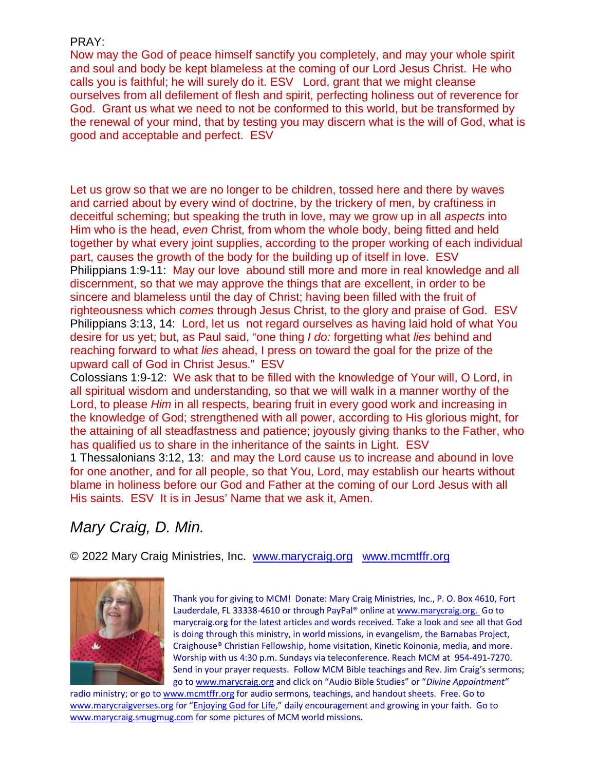PRAY:

Now may the God of peace himself sanctify you completely, and may your whole spirit and soul and body be kept blameless at the coming of our Lord Jesus Christ. He who calls you is faithful; he will surely do it. ESV Lord, grant that we might cleanse ourselves from all defilement of flesh and spirit, perfecting holiness out of reverence for God. Grant us what we need to not be conformed to this world, but be transformed by the renewal of your mind, that by testing you may discern what is the will of God, what is good and acceptable and perfect. ESV

Let us grow so that we are no longer to be children, tossed here and there by waves and carried about by every wind of doctrine, by the trickery of men, by craftiness in deceitful scheming; but speaking the truth in love, may we grow up in all *aspects* into Him who is the head, *even* Christ, from whom the whole body, being fitted and held together by what every joint supplies, according to the proper working of each individual part, causes the growth of the body for the building up of itself in love. ESV

Philippians 1:9-11: May our love abound still more and more in real knowledge and all discernment, so that we may approve the things that are excellent, in order to be sincere and blameless until the day of Christ; having been filled with the fruit of righteousness which *comes* through Jesus Christ, to the glory and praise of God. ESV

Philippians 3:13, 14: Lord, let us not regard ourselves as having laid hold of what You desire for us yet; but, as Paul said, "one thing *I do:* forgetting what *lies* behind and reaching forward to what *lies* ahead, I press on toward the goal for the prize of the upward call of God in Christ Jesus." ESV

Colossians 1:9-12: We ask that to be filled with the knowledge of Your will, O Lord, in all spiritual wisdom and understanding, so that we will walk in a manner worthy of the Lord, to please *Him* in all respects, bearing fruit in every good work and increasing in the knowledge of God; strengthened with all power, according to His glorious might, for the attaining of all steadfastness and patience; joyously giving thanks to the Father, who has qualified us to share in the inheritance of the saints in Light. ESV

1 Thessalonians 3:12, 13: and may the Lord cause us to increase and abound in love for one another, and for all people, so that You, Lord, may establish our hearts without blame in holiness before our God and Father at the coming of our Lord Jesus with all His saints. ESV It is in Jesus' Name that we ask it, Amen.

*Mary Craig, D. Min.*

© 2022 Mary Craig Ministries, Inc. [www.marycraig.org](www.marycraig.org) [www.mcmtffr.org](www.mcmtffr.org)

Thank you for giving to MCM! Donate: Mary Craig Ministries, Inc., P. O. Box 4610, Fort Lauderdale, FL 33338-4610 or through PayPal® online at www.marycraig.org. Go to marycraig.org for the latest articles and words received. Take a look and see all that God is doing through this ministry, in world missions, in evangelism, the Barnabas Project, Craighouse® Christian Fellowship, home visitation, Kinetic Koinonia, media, and more. Worship with us 4:30 p.m. Sundays via teleconference. Reach MCM at 954-491-7270. Send in your prayer requests. Follow MCM Bible teachings and Rev. Jim Craig's sermons; go to www.marycraig.org and click on "Audio Bible Studies" or "*Divine Appointment"* radio ministry; or go to www.mcmtffr.org for audio sermons, teachings, and handout sheets. Free. Go to www.marycraigverses.org for "Enjoying God for Life," daily encouragement and growing in your faith. Go to www.marycraig.smugmug.com for some pictures of MCM world missions.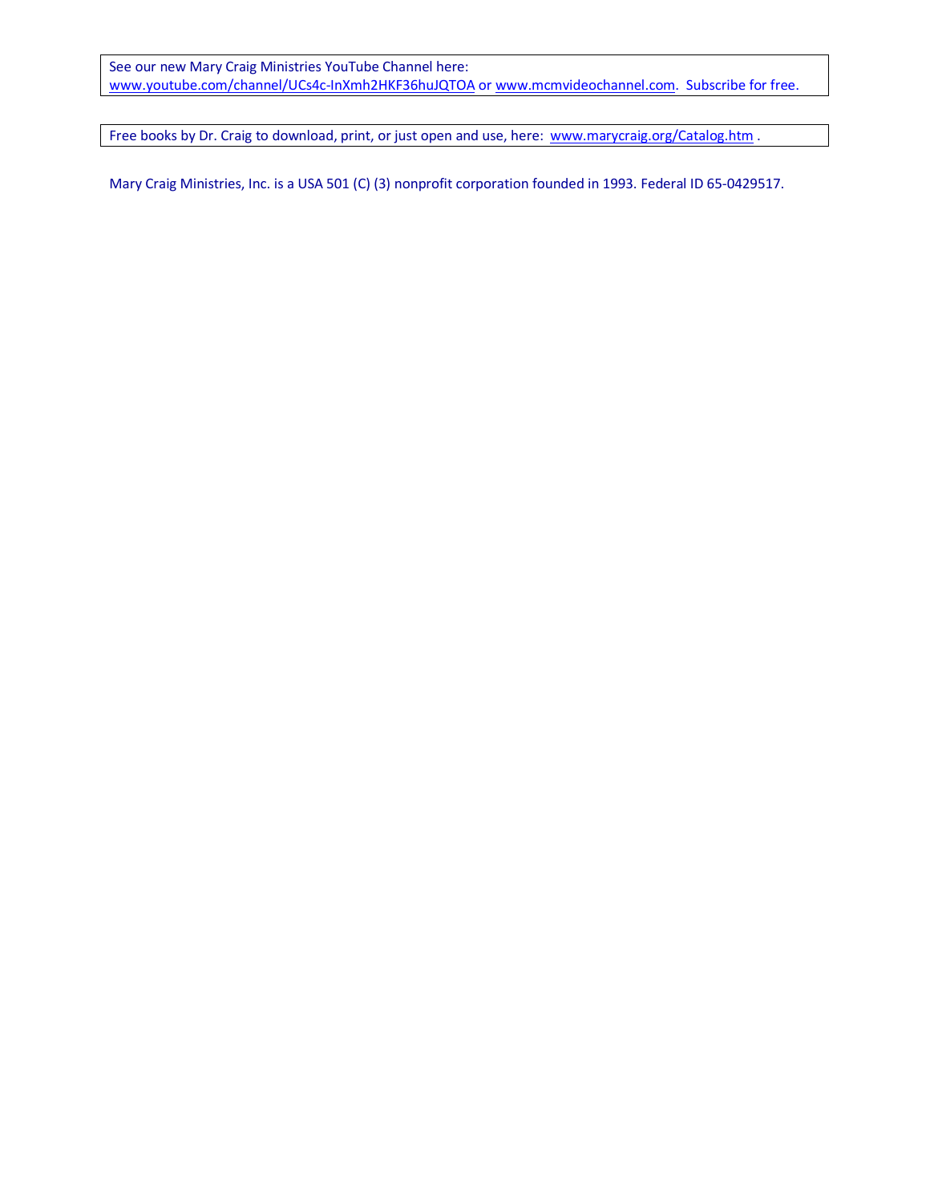See our new Mary Craig Ministries YouTube Channel here:
www.youtube.com/channel/UCs4c-InXmh2HKF36huJQTOA or www.mcmvideochannel.com. Subscribe for free.

Free books by Dr. Craig to download, print, or just open and use, here: www.marycraig.org/Catalog.htm .

Mary Craig Ministries, Inc. is a USA 501 (C) (3) nonprofit corporation founded in 1993. Federal ID 65-0429517.